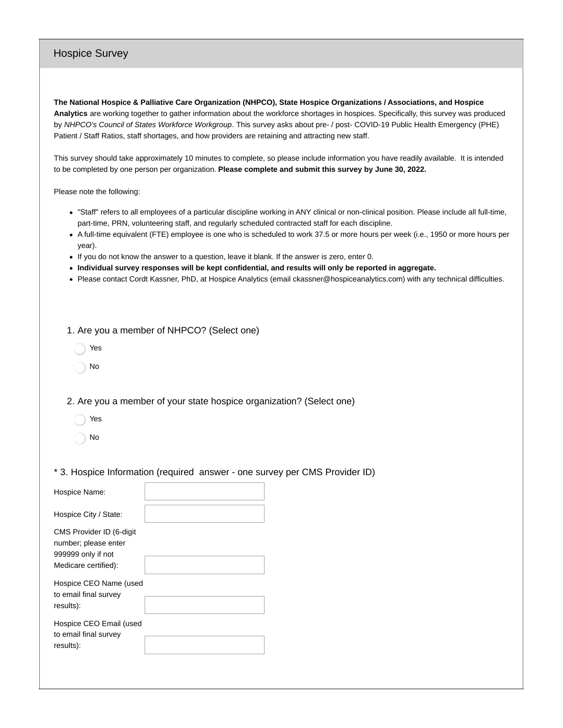## Hospice Survey

**The National Hospice & Palliative Care Organization (NHPCO), State Hospice Organizations / Associations, and Hospice Analytics** are working together to gather information about the workforce shortages in hospices. Specifically, this survey was produced by *NHPCO's Council of States Workforce Workgroup*. This survey asks about pre- / post- COVID-19 Public Health Emergency (PHE) Patient / Staff Ratios, staff shortages, and how providers are retaining and attracting new staff.

This survey should take approximately 10 minutes to complete, so please include information you have readily available. It is intended to be completed by one person per organization. **Please complete and submit this survey by June 30, 2022.**

Please note the following:

- "Staff" refers to all employees of a particular discipline working in ANY clinical or non-clinical position. Please include all full-time, part-time, PRN, volunteering staff, and regularly scheduled contracted staff for each discipline.
- A full-time equivalent (FTE) employee is one who is scheduled to work 37.5 or more hours per week (i.e., 1950 or more hours per year).
- If you do not know the answer to a question, leave it blank. If the answer is zero, enter 0.
- **Individual survey responses will be kept confidential, and results will only be reported in aggregate.**
- Please contact Cordt Kassner, PhD, at Hospice Analytics (email ckassner@hospiceanalytics.com) with any technical difficulties.

1. Are you a member of NHPCO? (Select one)

- ◯ Yes
- ◯ No

2. Are you a member of your state hospice organization? (Select one)

- ◯ Yes
- ◯ No

* 3. Hospice Information (required answer - one survey per CMS Provider ID)

| | |
|---|---|
| Hospice Name: | |
| Hospice City / State: | |
| CMS Provider ID (6-digit number; please enter 999999 only if not Medicare certified): | |
| Hospice CEO Name (used to email final survey results): | |
| Hospice CEO Email (used to email final survey results): | |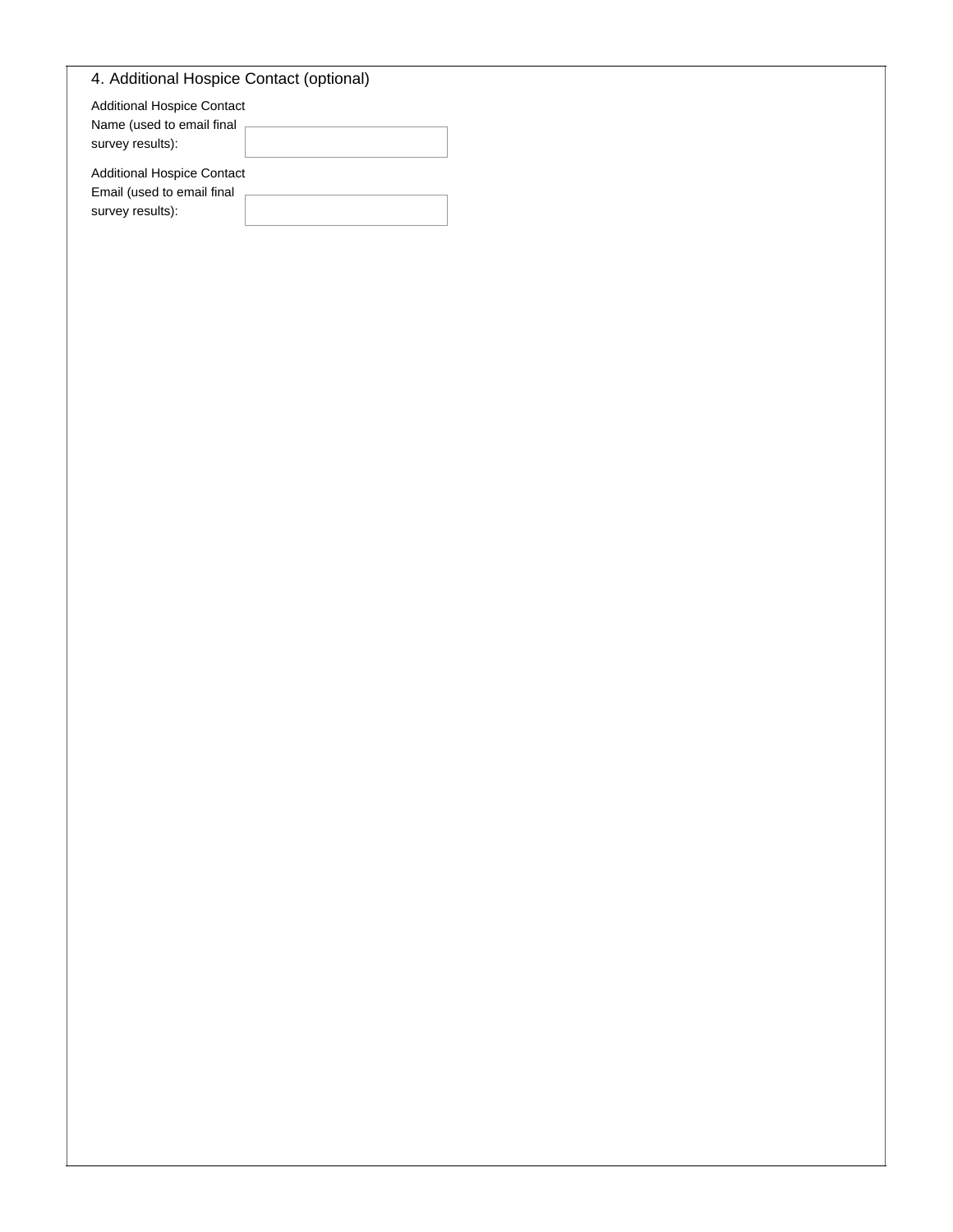## 4. Additional Hospice Contact (optional)

Additional Hospice Contact Name (used to email final survey results):

Additional Hospice Contact Email (used to email final survey results):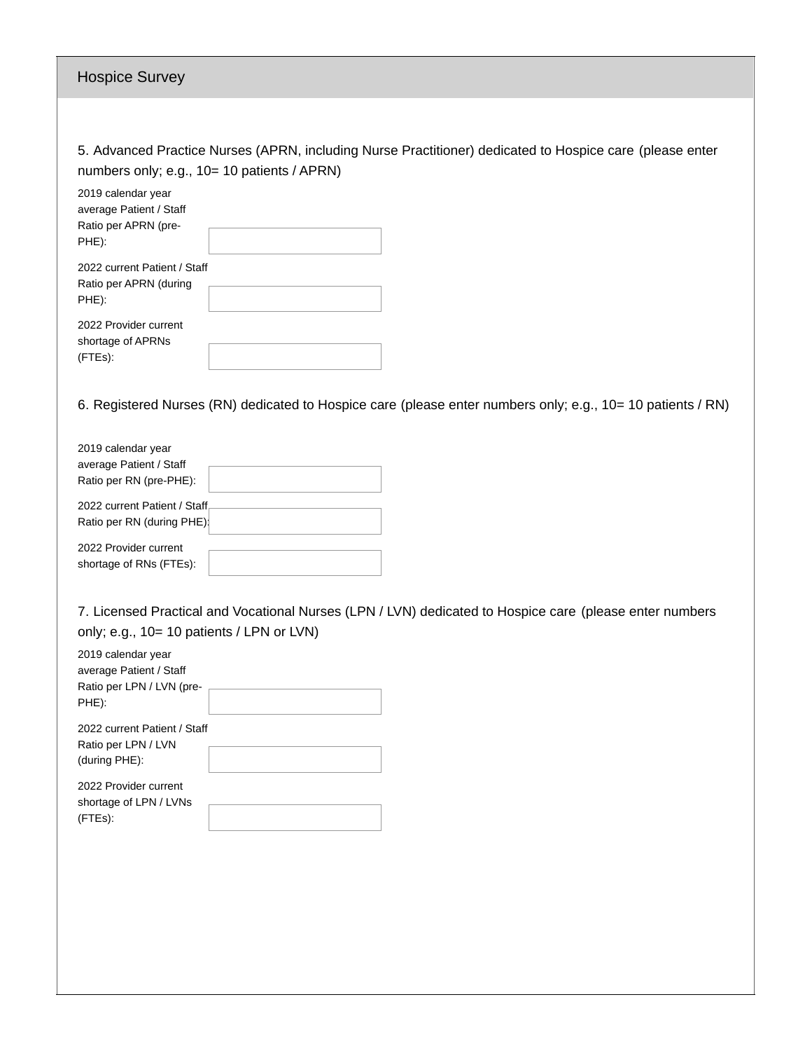## Hospice Survey

5. Advanced Practice Nurses (APRN, including Nurse Practitioner) dedicated to Hospice care (please enter numbers only; e.g., 10= 10 patients / APRN)

2019 calendar year average Patient / Staff Ratio per APRN (pre-PHE): \_\_\_\_\_\_\_\_

2022 current Patient / Staff Ratio per APRN (during PHE): \_\_\_\_\_\_\_\_

2022 Provider current shortage of APRNs (FTEs): \_\_\_\_\_\_\_\_

6. Registered Nurses (RN) dedicated to Hospice care (please enter numbers only; e.g., 10= 10 patients / RN)

2019 calendar year average Patient / Staff Ratio per RN (pre-PHE): \_\_\_\_\_\_\_\_

2022 current Patient / Staff Ratio per RN (during PHE): \_\_\_\_\_\_\_\_

2022 Provider current shortage of RNs (FTEs): \_\_\_\_\_\_\_\_

7. Licensed Practical and Vocational Nurses (LPN / LVN) dedicated to Hospice care (please enter numbers only; e.g., 10= 10 patients / LPN or LVN)

2019 calendar year average Patient / Staff Ratio per LPN / LVN (pre-PHE): \_\_\_\_\_\_\_\_

2022 current Patient / Staff Ratio per LPN / LVN (during PHE): \_\_\_\_\_\_\_\_

2022 Provider current shortage of LPN / LVNs (FTEs): \_\_\_\_\_\_\_\_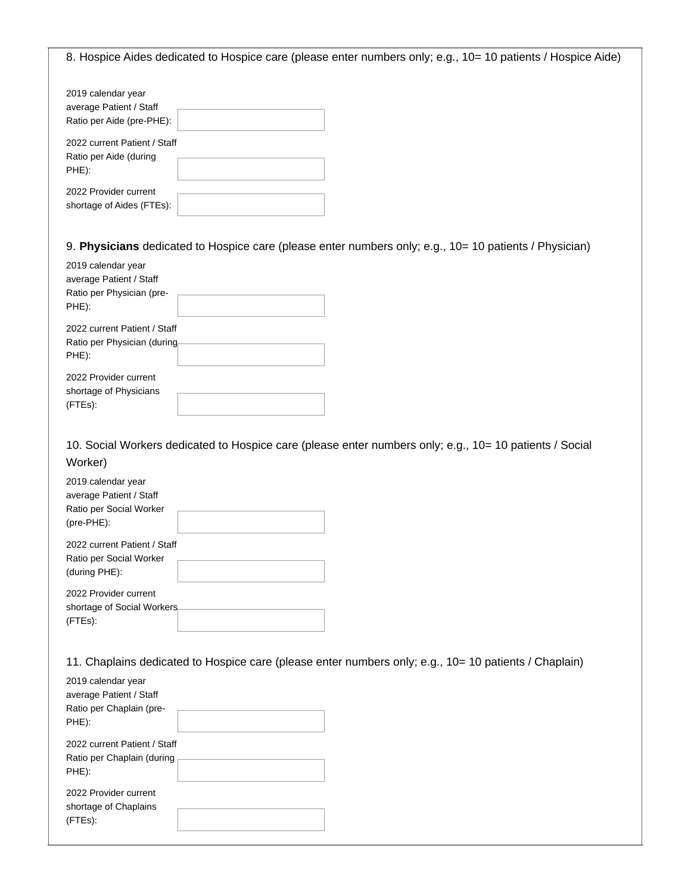8. Hospice Aides dedicated to Hospice care (please enter numbers only; e.g., 10= 10 patients / Hospice Aide)

2019 calendar year average Patient / Staff Ratio per Aide (pre-PHE):

2022 current Patient / Staff Ratio per Aide (during PHE):

2022 Provider current shortage of Aides (FTEs):

9. **Physicians** dedicated to Hospice care (please enter numbers only; e.g., 10= 10 patients / Physician)

2019 calendar year average Patient / Staff Ratio per Physician (pre-PHE):

2022 current Patient / Staff Ratio per Physician (during PHE):

2022 Provider current shortage of Physicians (FTEs):

10. Social Workers dedicated to Hospice care (please enter numbers only; e.g., 10= 10 patients / Social Worker)

2019 calendar year average Patient / Staff Ratio per Social Worker (pre-PHE):

2022 current Patient / Staff Ratio per Social Worker (during PHE):

2022 Provider current shortage of Social Workers (FTEs):

11. Chaplains dedicated to Hospice care (please enter numbers only; e.g., 10= 10 patients / Chaplain)

2019 calendar year average Patient / Staff Ratio per Chaplain (pre-PHE):

2022 current Patient / Staff Ratio per Chaplain (during PHE):

2022 Provider current shortage of Chaplains (FTEs):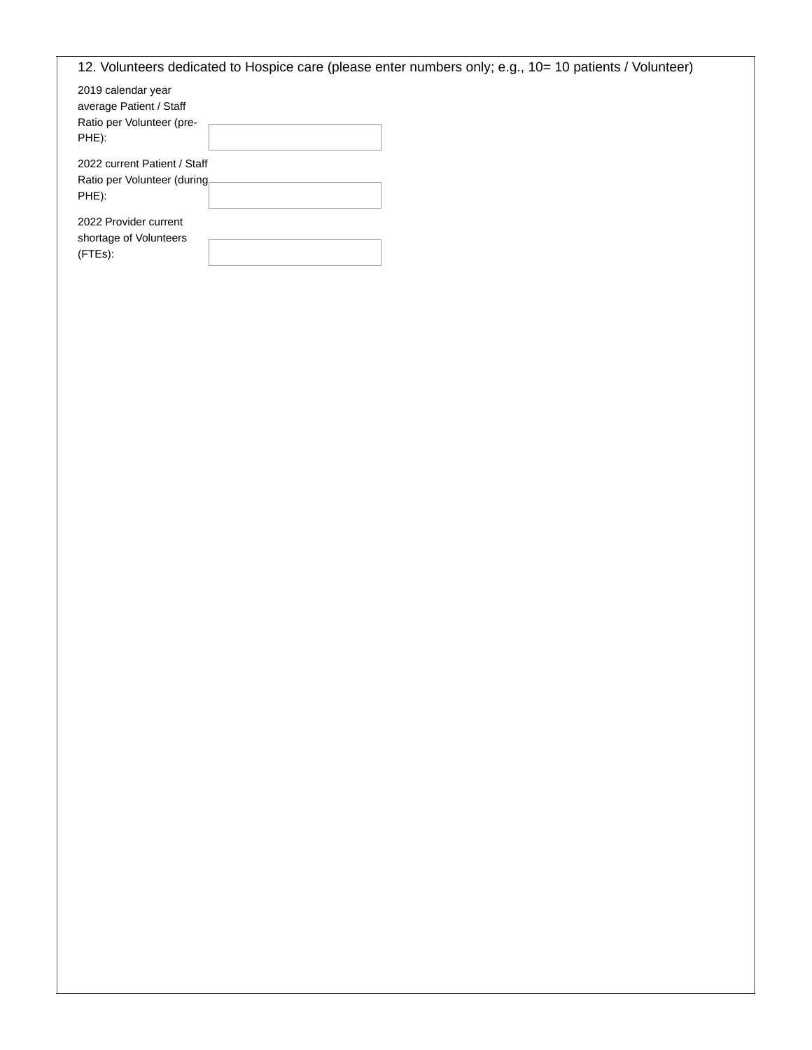12. Volunteers dedicated to Hospice care (please enter numbers only; e.g., 10= 10 patients / Volunteer)

| | |
|---|---|
| 2019 calendar year average Patient / Staff Ratio per Volunteer (pre-PHE): | |
| 2022 current Patient / Staff Ratio per Volunteer (during PHE): | |
| 2022 Provider current shortage of Volunteers (FTEs): | |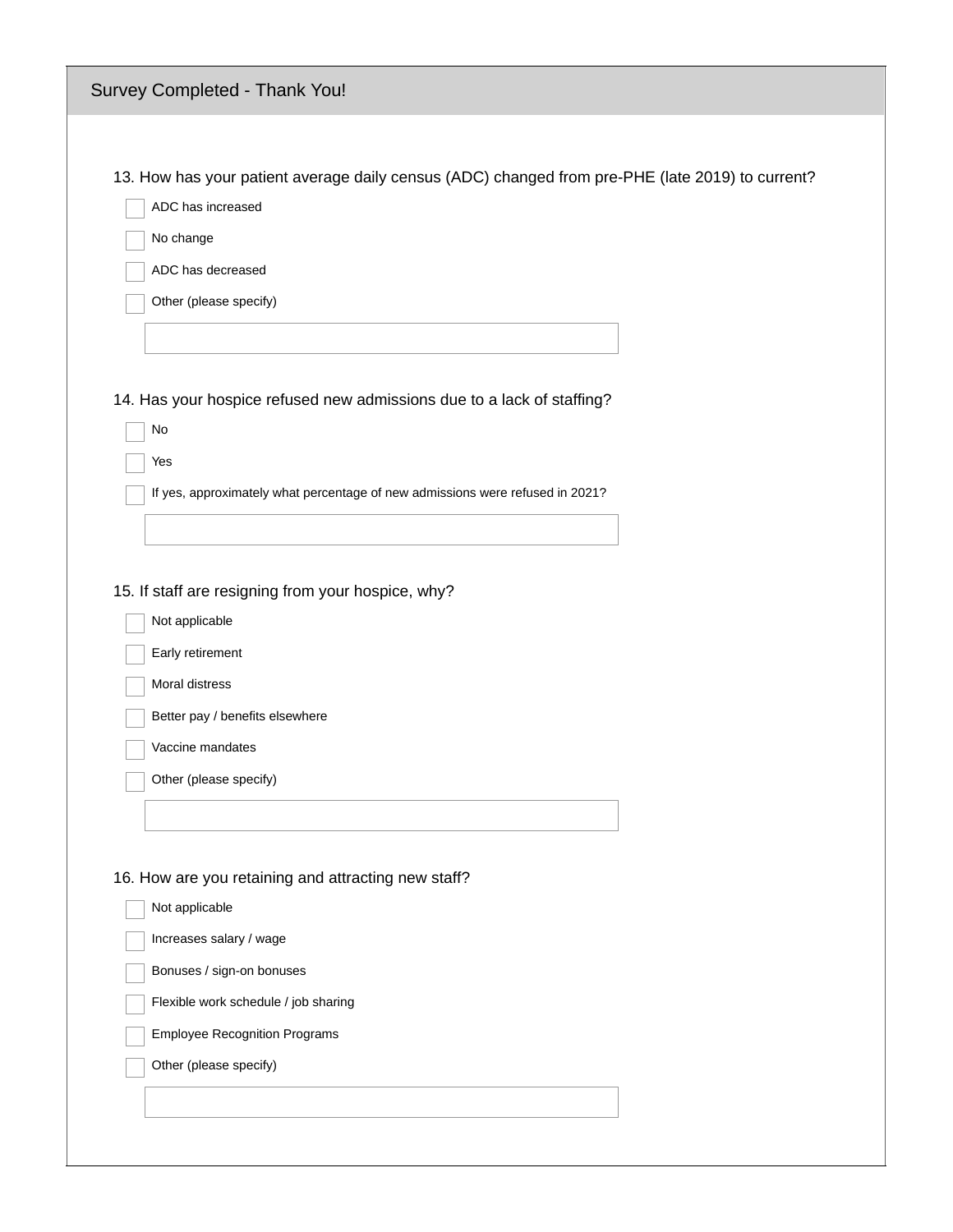## Survey Completed - Thank You!

13. How has your patient average daily census (ADC) changed from pre-PHE (late 2019) to current?

- [ ] ADC has increased
- [ ] No change
- [ ] ADC has decreased
- [ ] Other (please specify)

14. Has your hospice refused new admissions due to a lack of staffing?

- [ ] No
- [ ] Yes
- [ ] If yes, approximately what percentage of new admissions were refused in 2021?

15. If staff are resigning from your hospice, why?

- [ ] Not applicable
- [ ] Early retirement
- [ ] Moral distress
- [ ] Better pay / benefits elsewhere
- [ ] Vaccine mandates
- [ ] Other (please specify)

16. How are you retaining and attracting new staff?

- [ ] Not applicable
- [ ] Increases salary / wage
- [ ] Bonuses / sign-on bonuses
- [ ] Flexible work schedule / job sharing
- [ ] Employee Recognition Programs
- [ ] Other (please specify)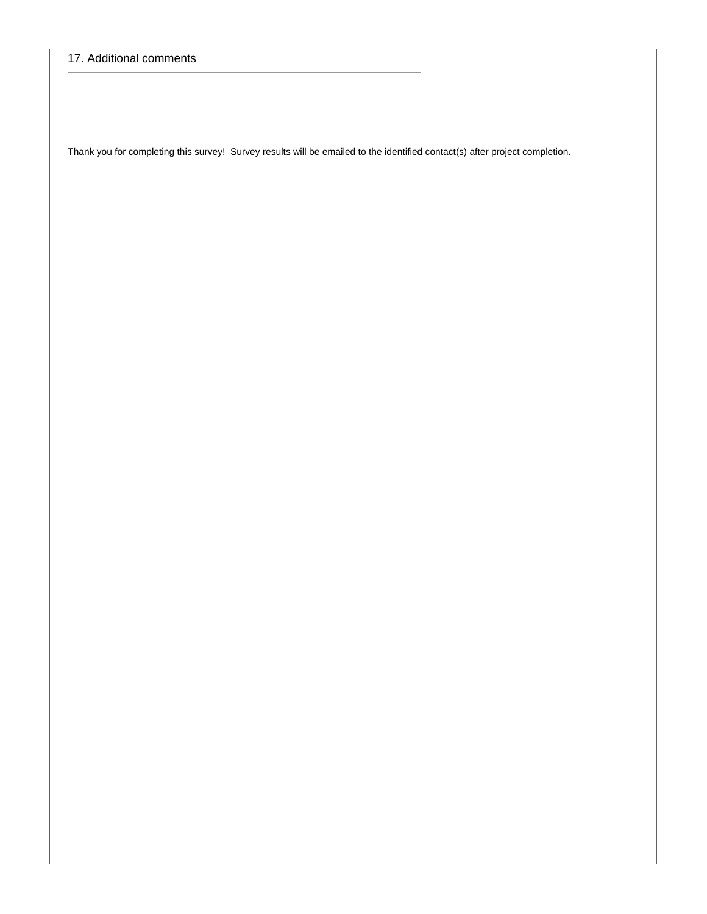17. Additional comments

Thank you for completing this survey!  Survey results will be emailed to the identified contact(s) after project completion.